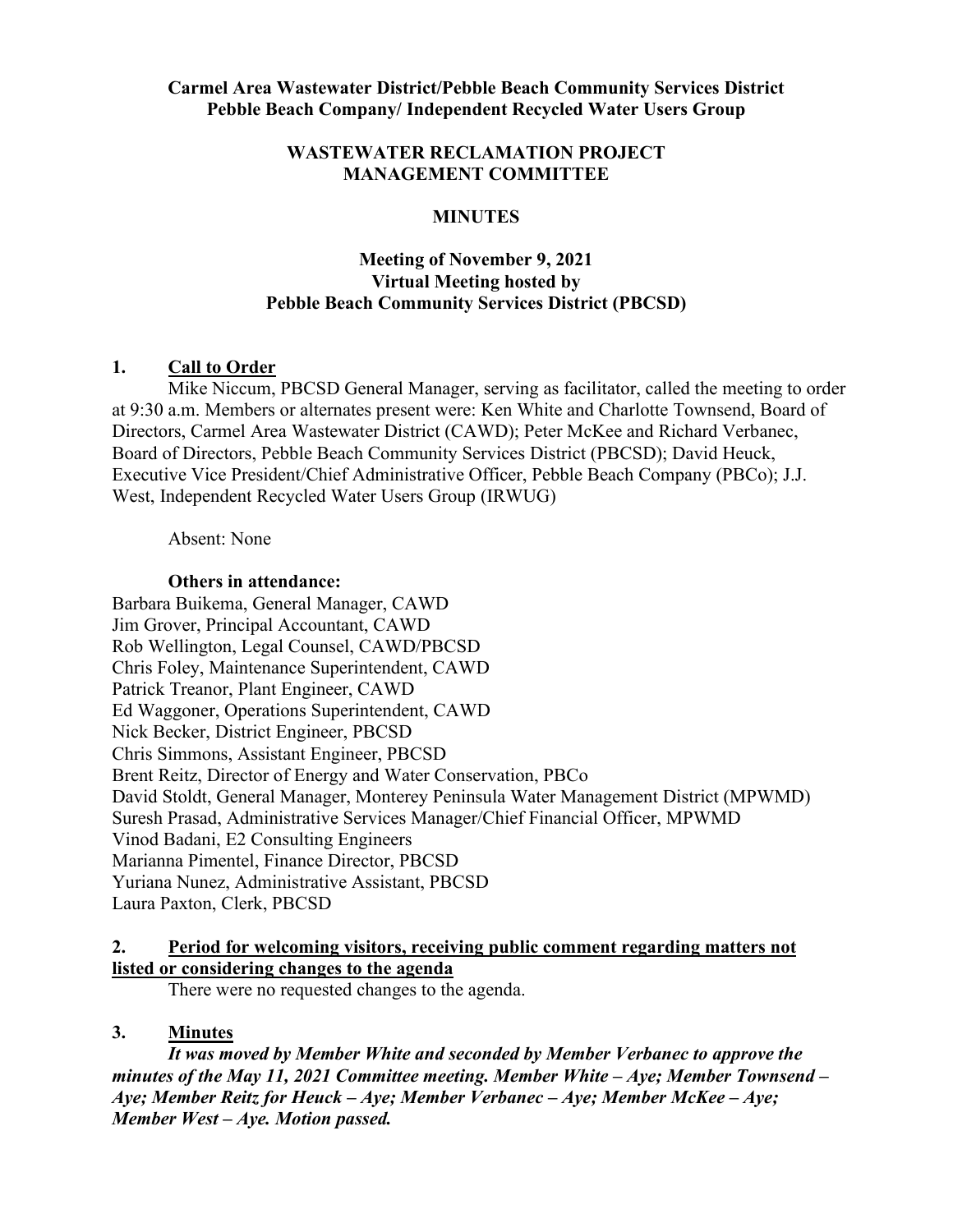**Carmel Area Wastewater District/Pebble Beach Community Services District**
**Pebble Beach Company/ Independent Recycled Water Users Group**

**WASTEWATER RECLAMATION PROJECT**
**MANAGEMENT COMMITTEE**

**MINUTES**

**Meeting of November 9, 2021**
**Virtual Meeting hosted by**
**Pebble Beach Community Services District (PBCSD)**

## 1. Call to Order

Mike Niccum, PBCSD General Manager, serving as facilitator, called the meeting to order at 9:30 a.m. Members or alternates present were: Ken White and Charlotte Townsend, Board of Directors, Carmel Area Wastewater District (CAWD); Peter McKee and Richard Verbanec, Board of Directors, Pebble Beach Community Services District (PBCSD); David Heuck, Executive Vice President/Chief Administrative Officer, Pebble Beach Company (PBCo); J.J. West, Independent Recycled Water Users Group (IRWUG)

Absent: None

**Others in attendance:**

Barbara Buikema, General Manager, CAWD
Jim Grover, Principal Accountant, CAWD
Rob Wellington, Legal Counsel, CAWD/PBCSD
Chris Foley, Maintenance Superintendent, CAWD
Patrick Treanor, Plant Engineer, CAWD
Ed Waggoner, Operations Superintendent, CAWD
Nick Becker, District Engineer, PBCSD
Chris Simmons, Assistant Engineer, PBCSD
Brent Reitz, Director of Energy and Water Conservation, PBCo
David Stoldt, General Manager, Monterey Peninsula Water Management District (MPWMD)
Suresh Prasad, Administrative Services Manager/Chief Financial Officer, MPWMD
Vinod Badani, E2 Consulting Engineers
Marianna Pimentel, Finance Director, PBCSD
Yuriana Nunez, Administrative Assistant, PBCSD
Laura Paxton, Clerk, PBCSD

## 2. Period for welcoming visitors, receiving public comment regarding matters not listed or considering changes to the agenda

There were no requested changes to the agenda.

## 3. Minutes

***It was moved by Member White and seconded by Member Verbanec to approve the minutes of the May 11, 2021 Committee meeting. Member White – Aye; Member Townsend – Aye; Member Reitz for Heuck – Aye; Member Verbanec – Aye; Member McKee – Aye; Member West – Aye. Motion passed.***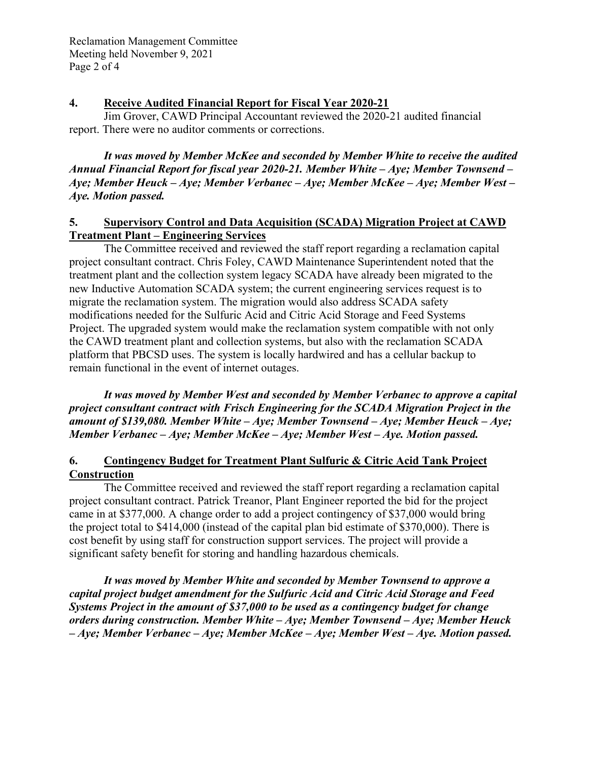## 4. Receive Audited Financial Report for Fiscal Year 2020-21

Jim Grover, CAWD Principal Accountant reviewed the 2020-21 audited financial report. There were no auditor comments or corrections.

***It was moved by Member McKee and seconded by Member White to receive the audited Annual Financial Report for fiscal year 2020-21. Member White – Aye; Member Townsend – Aye; Member Heuck – Aye; Member Verbanec – Aye; Member McKee – Aye; Member West – Aye. Motion passed.***

## 5. Supervisory Control and Data Acquisition (SCADA) Migration Project at CAWD Treatment Plant – Engineering Services

The Committee received and reviewed the staff report regarding a reclamation capital project consultant contract. Chris Foley, CAWD Maintenance Superintendent noted that the treatment plant and the collection system legacy SCADA have already been migrated to the new Inductive Automation SCADA system; the current engineering services request is to migrate the reclamation system. The migration would also address SCADA safety modifications needed for the Sulfuric Acid and Citric Acid Storage and Feed Systems Project. The upgraded system would make the reclamation system compatible with not only the CAWD treatment plant and collection systems, but also with the reclamation SCADA platform that PBCSD uses. The system is locally hardwired and has a cellular backup to remain functional in the event of internet outages.

***It was moved by Member West and seconded by Member Verbanec to approve a capital project consultant contract with Frisch Engineering for the SCADA Migration Project in the amount of $139,080. Member White – Aye; Member Townsend – Aye; Member Heuck – Aye; Member Verbanec – Aye; Member McKee – Aye; Member West – Aye. Motion passed.***

## 6. Contingency Budget for Treatment Plant Sulfuric & Citric Acid Tank Project Construction

The Committee received and reviewed the staff report regarding a reclamation capital project consultant contract. Patrick Treanor, Plant Engineer reported the bid for the project came in at $377,000. A change order to add a project contingency of $37,000 would bring the project total to $414,000 (instead of the capital plan bid estimate of $370,000). There is cost benefit by using staff for construction support services. The project will provide a significant safety benefit for storing and handling hazardous chemicals.

***It was moved by Member White and seconded by Member Townsend to approve a capital project budget amendment for the Sulfuric Acid and Citric Acid Storage and Feed Systems Project in the amount of $37,000 to be used as a contingency budget for change orders during construction. Member White – Aye; Member Townsend – Aye; Member Heuck – Aye; Member Verbanec – Aye; Member McKee – Aye; Member West – Aye. Motion passed.***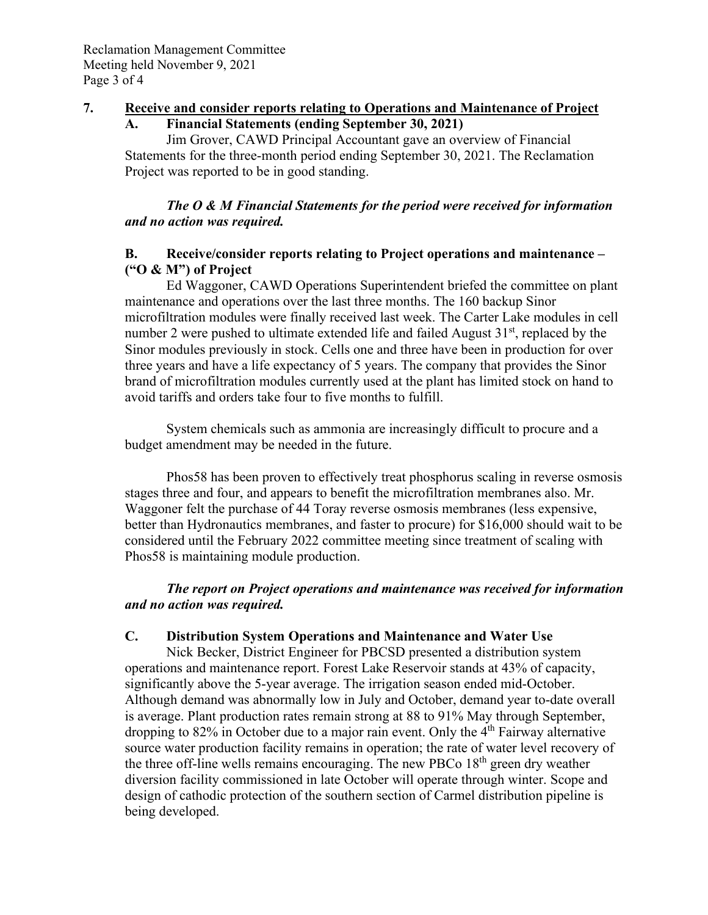## 7. Receive and consider reports relating to Operations and Maintenance of Project

### A. Financial Statements (ending September 30, 2021)

Jim Grover, CAWD Principal Accountant gave an overview of Financial Statements for the three-month period ending September 30, 2021. The Reclamation Project was reported to be in good standing.

***The O & M Financial Statements for the period were received for information and no action was required.***

### B. Receive/consider reports relating to Project operations and maintenance – ("O & M") of Project

Ed Waggoner, CAWD Operations Superintendent briefed the committee on plant maintenance and operations over the last three months. The 160 backup Sinor microfiltration modules were finally received last week. The Carter Lake modules in cell number 2 were pushed to ultimate extended life and failed August 31st, replaced by the Sinor modules previously in stock. Cells one and three have been in production for over three years and have a life expectancy of 5 years. The company that provides the Sinor brand of microfiltration modules currently used at the plant has limited stock on hand to avoid tariffs and orders take four to five months to fulfill.

System chemicals such as ammonia are increasingly difficult to procure and a budget amendment may be needed in the future.

Phos58 has been proven to effectively treat phosphorus scaling in reverse osmosis stages three and four, and appears to benefit the microfiltration membranes also. Mr. Waggoner felt the purchase of 44 Toray reverse osmosis membranes (less expensive, better than Hydronautics membranes, and faster to procure) for $16,000 should wait to be considered until the February 2022 committee meeting since treatment of scaling with Phos58 is maintaining module production.

***The report on Project operations and maintenance was received for information and no action was required.***

### C. Distribution System Operations and Maintenance and Water Use

Nick Becker, District Engineer for PBCSD presented a distribution system operations and maintenance report. Forest Lake Reservoir stands at 43% of capacity, significantly above the 5-year average. The irrigation season ended mid-October. Although demand was abnormally low in July and October, demand year to-date overall is average. Plant production rates remain strong at 88 to 91% May through September, dropping to 82% in October due to a major rain event. Only the 4th Fairway alternative source water production facility remains in operation; the rate of water level recovery of the three off-line wells remains encouraging. The new PBCo 18th green dry weather diversion facility commissioned in late October will operate through winter. Scope and design of cathodic protection of the southern section of Carmel distribution pipeline is being developed.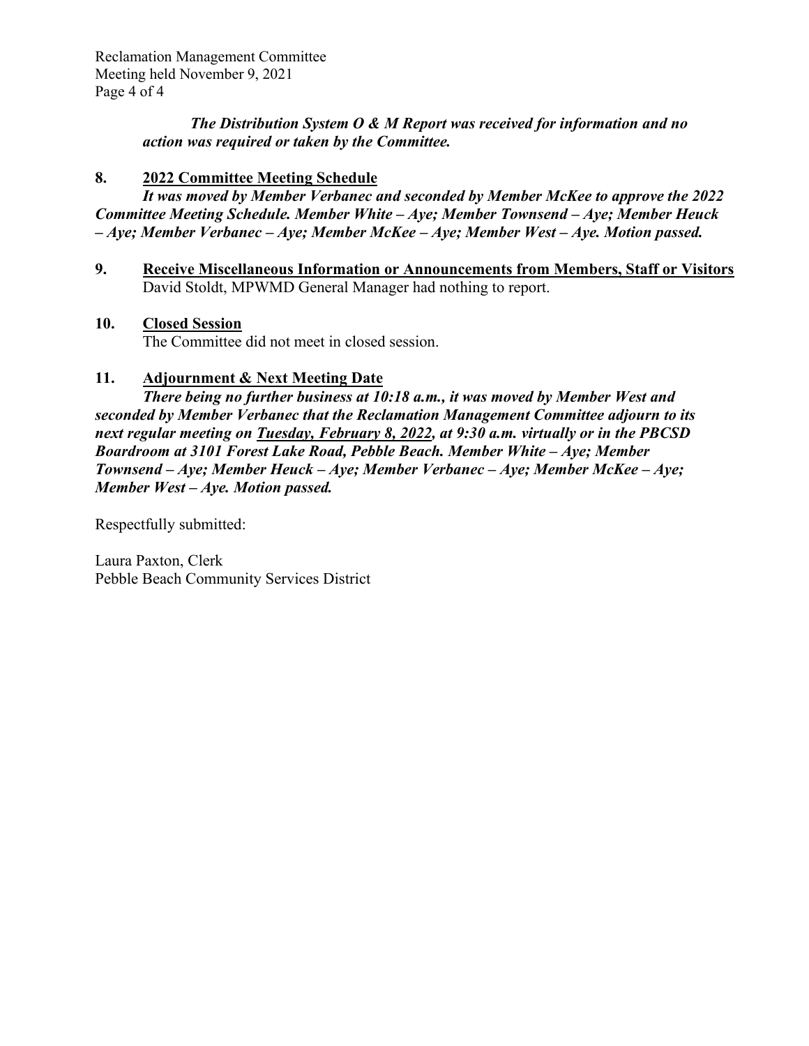***The Distribution System O & M Report was received for information and no action was required or taken by the Committee.***

**8. <u>2022 Committee Meeting Schedule</u>**

***It was moved by Member Verbanec and seconded by Member McKee to approve the 2022 Committee Meeting Schedule. Member White – Aye; Member Townsend – Aye; Member Heuck – Aye; Member Verbanec – Aye; Member McKee – Aye; Member West – Aye. Motion passed.***

**9. <u>Receive Miscellaneous Information or Announcements from Members, Staff or Visitors</u>**

David Stoldt, MPWMD General Manager had nothing to report.

**10. <u>Closed Session</u>**

The Committee did not meet in closed session.

**11. <u>Adjournment & Next Meeting Date</u>**

***There being no further business at 10:18 a.m., it was moved by Member West and seconded by Member Verbanec that the Reclamation Management Committee adjourn to its next regular meeting on <u>Tuesday, February 8, 2022</u>, at 9:30 a.m. virtually or in the PBCSD Boardroom at 3101 Forest Lake Road, Pebble Beach. Member White – Aye; Member Townsend – Aye; Member Heuck – Aye; Member Verbanec – Aye; Member McKee – Aye; Member West – Aye. Motion passed.***

Respectfully submitted:

Laura Paxton, Clerk
Pebble Beach Community Services District